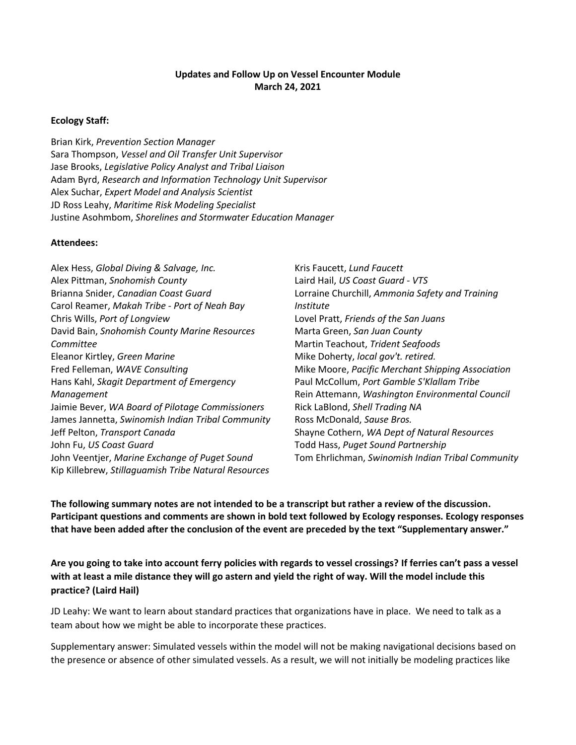**Updates and Follow Up on Vessel Encounter Module**
**March 24, 2021**

**Ecology Staff:**

Brian Kirk, *Prevention Section Manager*
Sara Thompson, *Vessel and Oil Transfer Unit Supervisor*
Jase Brooks, *Legislative Policy Analyst and Tribal Liaison*
Adam Byrd, *Research and Information Technology Unit Supervisor*
Alex Suchar, *Expert Model and Analysis Scientist*
JD Ross Leahy, *Maritime Risk Modeling Specialist*
Justine Asohmbom, *Shorelines and Stormwater Education Manager*

**Attendees:**

Alex Hess, *Global Diving & Salvage, Inc.*
Alex Pittman, *Snohomish County*
Brianna Snider, *Canadian Coast Guard*
Carol Reamer, *Makah Tribe - Port of Neah Bay*
Chris Wills, *Port of Longview*
David Bain, *Snohomish County Marine Resources Committee*
Eleanor Kirtley, *Green Marine*
Fred Felleman, *WAVE Consulting*
Hans Kahl, *Skagit Department of Emergency Management*
Jaimie Bever, *WA Board of Pilotage Commissioners*
James Jannetta, *Swinomish Indian Tribal Community*
Jeff Pelton, *Transport Canada*
John Fu, *US Coast Guard*
John Veentjer, *Marine Exchange of Puget Sound*
Kip Killebrew, *Stillaguamish Tribe Natural Resources*
Kris Faucett, *Lund Faucett*
Laird Hail, *US Coast Guard - VTS*
Lorraine Churchill, *Ammonia Safety and Training Institute*
Lovel Pratt, *Friends of the San Juans*
Marta Green, *San Juan County*
Martin Teachout, *Trident Seafoods*
Mike Doherty, *local gov't. retired.*
Mike Moore, *Pacific Merchant Shipping Association*
Paul McCollum, *Port Gamble S'Klallam Tribe*
Rein Attemann, *Washington Environmental Council*
Rick LaBlond, *Shell Trading NA*
Ross McDonald, *Sause Bros.*
Shayne Cothern, *WA Dept of Natural Resources*
Todd Hass, *Puget Sound Partnership*
Tom Ehrlichman, *Swinomish Indian Tribal Community*

**The following summary notes are not intended to be a transcript but rather a review of the discussion. Participant questions and comments are shown in bold text followed by Ecology responses. Ecology responses that have been added after the conclusion of the event are preceded by the text "Supplementary answer."**

**Are you going to take into account ferry policies with regards to vessel crossings? If ferries can't pass a vessel with at least a mile distance they will go astern and yield the right of way. Will the model include this practice? (Laird Hail)**

JD Leahy: We want to learn about standard practices that organizations have in place. We need to talk as a team about how we might be able to incorporate these practices.

Supplementary answer: Simulated vessels within the model will not be making navigational decisions based on the presence or absence of other simulated vessels. As a result, we will not initially be modeling practices like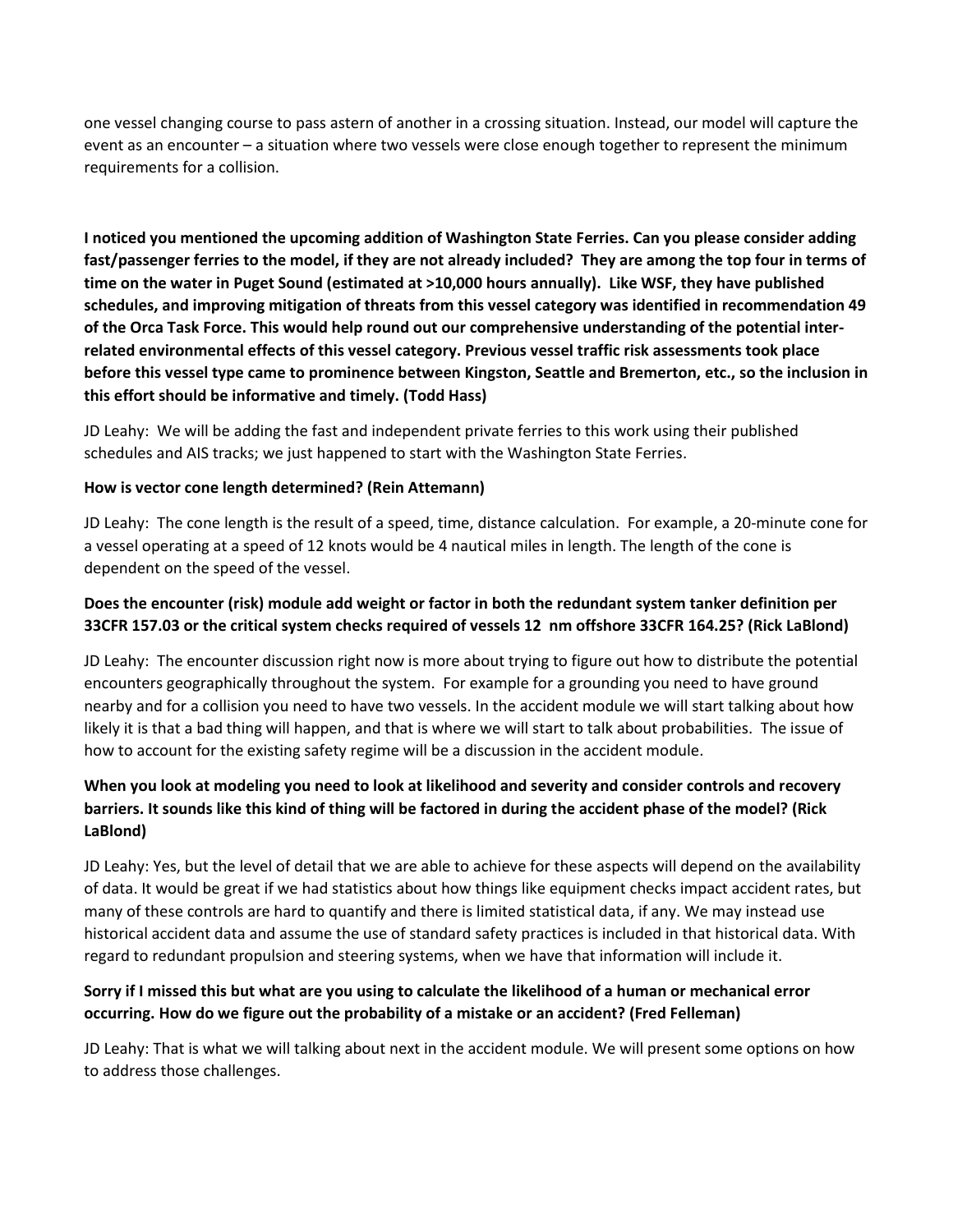one vessel changing course to pass astern of another in a crossing situation. Instead, our model will capture the event as an encounter – a situation where two vessels were close enough together to represent the minimum requirements for a collision.

**I noticed you mentioned the upcoming addition of Washington State Ferries. Can you please consider adding fast/passenger ferries to the model, if they are not already included? They are among the top four in terms of time on the water in Puget Sound (estimated at >10,000 hours annually). Like WSF, they have published schedules, and improving mitigation of threats from this vessel category was identified in recommendation 49 of the Orca Task Force. This would help round out our comprehensive understanding of the potential inter-related environmental effects of this vessel category. Previous vessel traffic risk assessments took place before this vessel type came to prominence between Kingston, Seattle and Bremerton, etc., so the inclusion in this effort should be informative and timely. (Todd Hass)**

JD Leahy: We will be adding the fast and independent private ferries to this work using their published schedules and AIS tracks; we just happened to start with the Washington State Ferries.

**How is vector cone length determined? (Rein Attemann)**

JD Leahy: The cone length is the result of a speed, time, distance calculation. For example, a 20-minute cone for a vessel operating at a speed of 12 knots would be 4 nautical miles in length. The length of the cone is dependent on the speed of the vessel.

**Does the encounter (risk) module add weight or factor in both the redundant system tanker definition per 33CFR 157.03 or the critical system checks required of vessels 12 nm offshore 33CFR 164.25? (Rick LaBlond)**

JD Leahy: The encounter discussion right now is more about trying to figure out how to distribute the potential encounters geographically throughout the system. For example for a grounding you need to have ground nearby and for a collision you need to have two vessels. In the accident module we will start talking about how likely it is that a bad thing will happen, and that is where we will start to talk about probabilities. The issue of how to account for the existing safety regime will be a discussion in the accident module.

**When you look at modeling you need to look at likelihood and severity and consider controls and recovery barriers. It sounds like this kind of thing will be factored in during the accident phase of the model? (Rick LaBlond)**

JD Leahy: Yes, but the level of detail that we are able to achieve for these aspects will depend on the availability of data. It would be great if we had statistics about how things like equipment checks impact accident rates, but many of these controls are hard to quantify and there is limited statistical data, if any. We may instead use historical accident data and assume the use of standard safety practices is included in that historical data. With regard to redundant propulsion and steering systems, when we have that information will include it.

**Sorry if I missed this but what are you using to calculate the likelihood of a human or mechanical error occurring. How do we figure out the probability of a mistake or an accident? (Fred Felleman)**

JD Leahy: That is what we will talking about next in the accident module. We will present some options on how to address those challenges.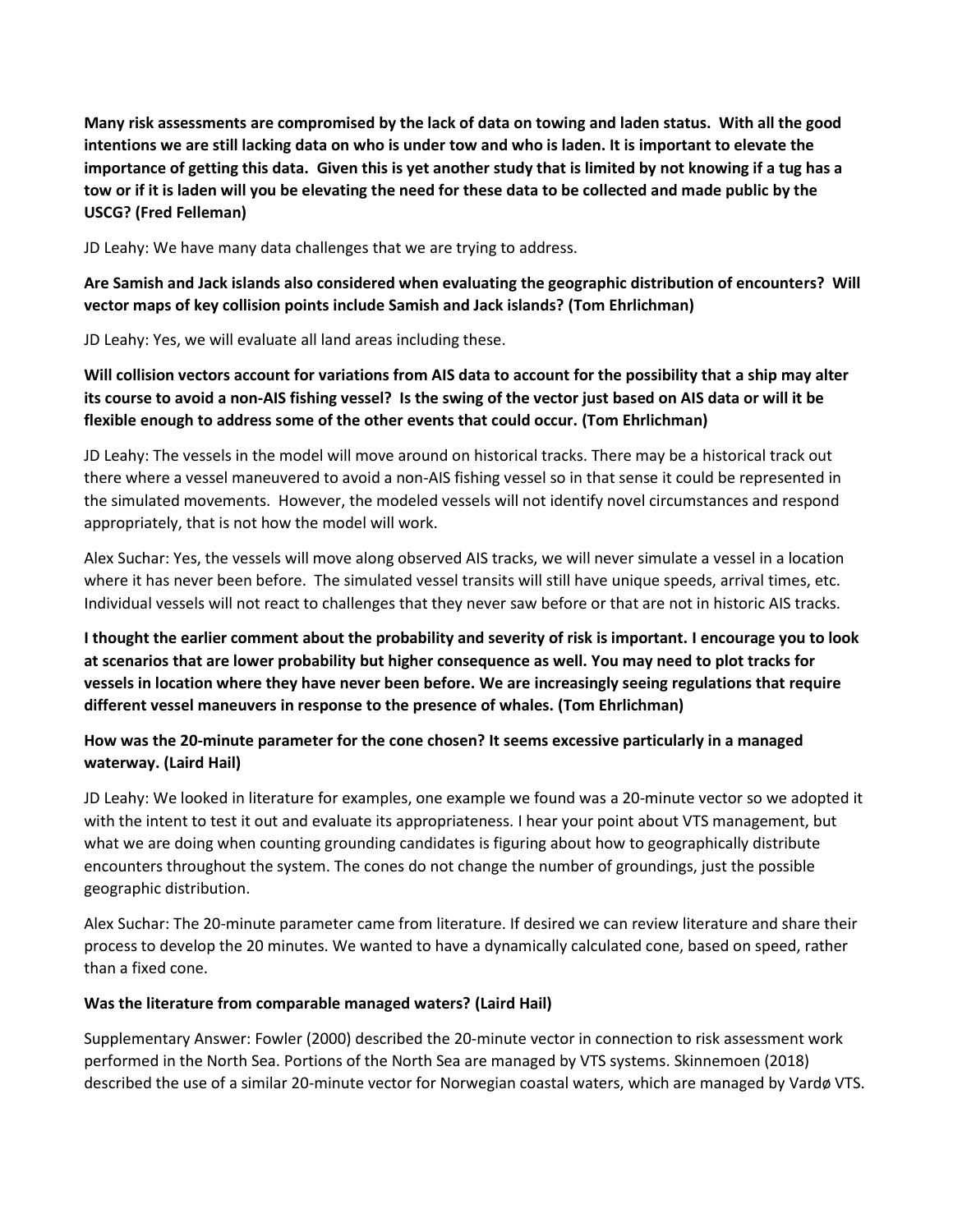**Many risk assessments are compromised by the lack of data on towing and laden status. With all the good intentions we are still lacking data on who is under tow and who is laden. It is important to elevate the importance of getting this data. Given this is yet another study that is limited by not knowing if a tug has a tow or if it is laden will you be elevating the need for these data to be collected and made public by the USCG? (Fred Felleman)**

JD Leahy: We have many data challenges that we are trying to address.

**Are Samish and Jack islands also considered when evaluating the geographic distribution of encounters? Will vector maps of key collision points include Samish and Jack islands? (Tom Ehrlichman)**

JD Leahy: Yes, we will evaluate all land areas including these.

**Will collision vectors account for variations from AIS data to account for the possibility that a ship may alter its course to avoid a non-AIS fishing vessel? Is the swing of the vector just based on AIS data or will it be flexible enough to address some of the other events that could occur. (Tom Ehrlichman)**

JD Leahy: The vessels in the model will move around on historical tracks. There may be a historical track out there where a vessel maneuvered to avoid a non-AIS fishing vessel so in that sense it could be represented in the simulated movements. However, the modeled vessels will not identify novel circumstances and respond appropriately, that is not how the model will work.

Alex Suchar: Yes, the vessels will move along observed AIS tracks, we will never simulate a vessel in a location where it has never been before. The simulated vessel transits will still have unique speeds, arrival times, etc. Individual vessels will not react to challenges that they never saw before or that are not in historic AIS tracks.

**I thought the earlier comment about the probability and severity of risk is important. I encourage you to look at scenarios that are lower probability but higher consequence as well. You may need to plot tracks for vessels in location where they have never been before. We are increasingly seeing regulations that require different vessel maneuvers in response to the presence of whales. (Tom Ehrlichman)**

**How was the 20-minute parameter for the cone chosen? It seems excessive particularly in a managed waterway. (Laird Hail)**

JD Leahy: We looked in literature for examples, one example we found was a 20-minute vector so we adopted it with the intent to test it out and evaluate its appropriateness. I hear your point about VTS management, but what we are doing when counting grounding candidates is figuring about how to geographically distribute encounters throughout the system. The cones do not change the number of groundings, just the possible geographic distribution.

Alex Suchar: The 20-minute parameter came from literature. If desired we can review literature and share their process to develop the 20 minutes. We wanted to have a dynamically calculated cone, based on speed, rather than a fixed cone.

**Was the literature from comparable managed waters? (Laird Hail)**

Supplementary Answer: Fowler (2000) described the 20-minute vector in connection to risk assessment work performed in the North Sea. Portions of the North Sea are managed by VTS systems. Skinnemoen (2018) described the use of a similar 20-minute vector for Norwegian coastal waters, which are managed by Vardø VTS.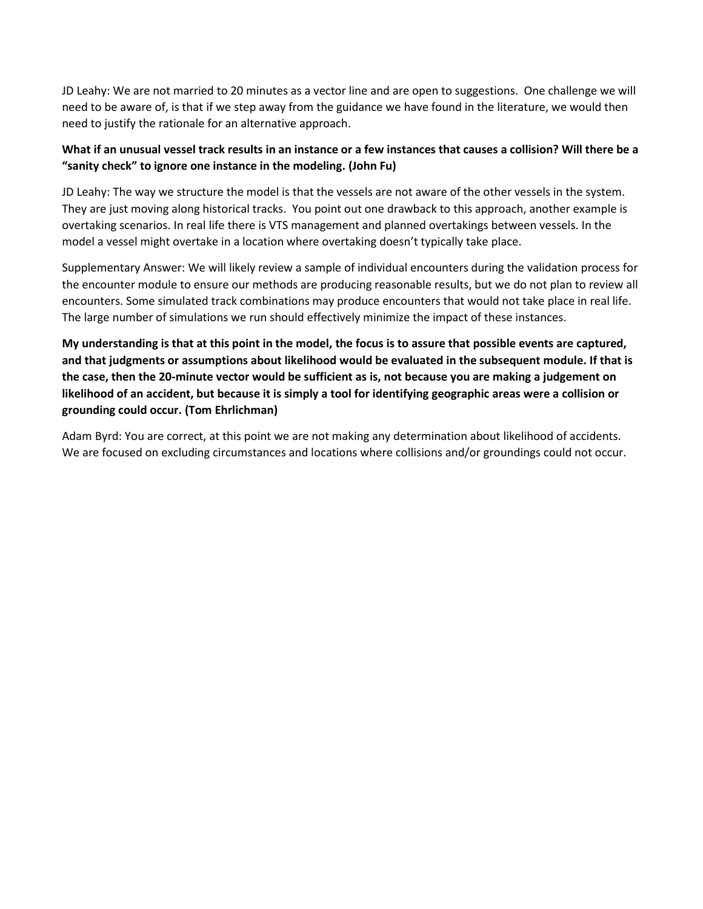JD Leahy: We are not married to 20 minutes as a vector line and are open to suggestions. One challenge we will need to be aware of, is that if we step away from the guidance we have found in the literature, we would then need to justify the rationale for an alternative approach.

**What if an unusual vessel track results in an instance or a few instances that causes a collision? Will there be a "sanity check" to ignore one instance in the modeling. (John Fu)**

JD Leahy: The way we structure the model is that the vessels are not aware of the other vessels in the system. They are just moving along historical tracks. You point out one drawback to this approach, another example is overtaking scenarios. In real life there is VTS management and planned overtakings between vessels. In the model a vessel might overtake in a location where overtaking doesn't typically take place.

Supplementary Answer: We will likely review a sample of individual encounters during the validation process for the encounter module to ensure our methods are producing reasonable results, but we do not plan to review all encounters. Some simulated track combinations may produce encounters that would not take place in real life. The large number of simulations we run should effectively minimize the impact of these instances.

**My understanding is that at this point in the model, the focus is to assure that possible events are captured, and that judgments or assumptions about likelihood would be evaluated in the subsequent module. If that is the case, then the 20-minute vector would be sufficient as is, not because you are making a judgement on likelihood of an accident, but because it is simply a tool for identifying geographic areas were a collision or grounding could occur. (Tom Ehrlichman)**

Adam Byrd: You are correct, at this point we are not making any determination about likelihood of accidents. We are focused on excluding circumstances and locations where collisions and/or groundings could not occur.